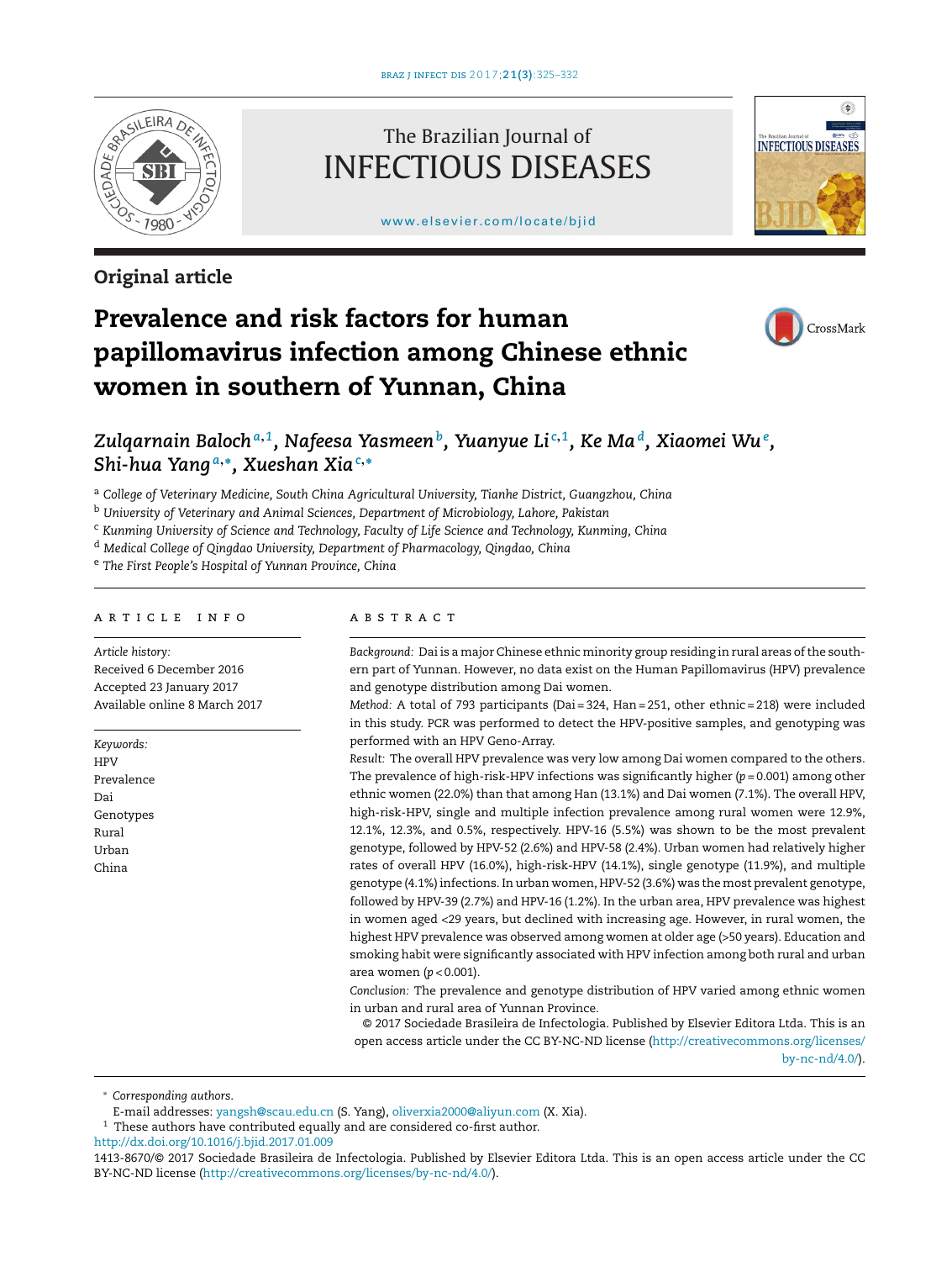## Original article

# Prevalence and risk factors for human papillomavirus infection among Chinese ethnic women in southern of Yunnan, China

*Zulqarnain Baloch*[a,1], *Nafeesa Yasmeen*[b], *Yuanyue Li*[c,1], *Ke Ma*[d], *Xiaomei Wu*[e], *Shi-hua Yang*[a,*], *Xueshan Xia*[c,*]

[a] *College of Veterinary Medicine, South China Agricultural University, Tianhe District, Guangzhou, China*
[b] *University of Veterinary and Animal Sciences, Department of Microbiology, Lahore, Pakistan*
[c] *Kunming University of Science and Technology, Faculty of Life Science and Technology, Kunming, China*
[d] *Medical College of Qingdao University, Department of Pharmacology, Qingdao, China*
[e] *The First People's Hospital of Yunnan Province, China*

### ARTICLE INFO

*Article history:*
Received 6 December 2016
Accepted 23 January 2017
Available online 8 March 2017

*Keywords:*
HPV
Prevalence
Dai
Genotypes
Rural
Urban
China

### ABSTRACT

*Background:* Dai is a major Chinese ethnic minority group residing in rural areas of the southern part of Yunnan. However, no data exist on the Human Papillomavirus (HPV) prevalence and genotype distribution among Dai women.

*Method:* A total of 793 participants (Dai = 324, Han = 251, other ethnic = 218) were included in this study. PCR was performed to detect the HPV-positive samples, and genotyping was performed with an HPV Geno-Array.

*Result:* The overall HPV prevalence was very low among Dai women compared to the others. The prevalence of high-risk-HPV infections was significantly higher ($p = 0.001$) among other ethnic women (22.0%) than that among Han (13.1%) and Dai women (7.1%). The overall HPV, high-risk-HPV, single and multiple infection prevalence among rural women were 12.9%, 12.1%, 12.3%, and 0.5%, respectively. HPV-16 (5.5%) was shown to be the most prevalent genotype, followed by HPV-52 (2.6%) and HPV-58 (2.4%). Urban women had relatively higher rates of overall HPV (16.0%), high-risk-HPV (14.1%), single genotype (11.9%), and multiple genotype (4.1%) infections. In urban women, HPV-52 (3.6%) was the most prevalent genotype, followed by HPV-39 (2.7%) and HPV-16 (1.2%). In the urban area, HPV prevalence was highest in women aged <29 years, but declined with increasing age. However, in rural women, the highest HPV prevalence was observed among women at older age (>50 years). Education and smoking habit were significantly associated with HPV infection among both rural and urban area women ($p < 0.001$).

*Conclusion:* The prevalence and genotype distribution of HPV varied among ethnic women in urban and rural area of Yunnan Province.

© 2017 Sociedade Brasileira de Infectologia. Published by Elsevier Editora Ltda. This is an open access article under the CC BY-NC-ND license (http://creativecommons.org/licenses/by-nc-nd/4.0/).

* *Corresponding authors.*
E-mail addresses: yangsh@scau.edu.cn (S. Yang), oliverxia2000@aliyun.com (X. Xia).
[1] These authors have contributed equally and are considered co-first author.
http://dx.doi.org/10.1016/j.bjid.2017.01.009
1413-8670/© 2017 Sociedade Brasileira de Infectologia. Published by Elsevier Editora Ltda. This is an open access article under the CC BY-NC-ND license (http://creativecommons.org/licenses/by-nc-nd/4.0/).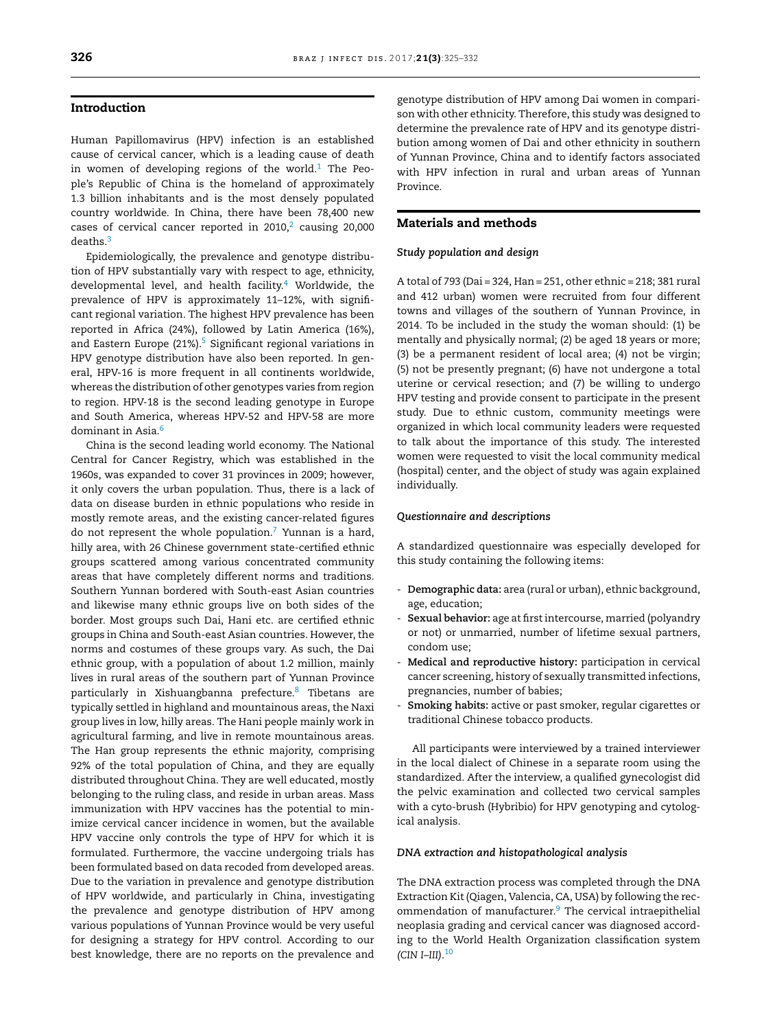## Introduction

Human Papillomavirus (HPV) infection is an established cause of cervical cancer, which is a leading cause of death in women of developing regions of the world.[1] The People's Republic of China is the homeland of approximately 1.3 billion inhabitants and is the most densely populated country worldwide. In China, there have been 78,400 new cases of cervical cancer reported in 2010,[2] causing 20,000 deaths.[3]

Epidemiologically, the prevalence and genotype distribution of HPV substantially vary with respect to age, ethnicity, developmental level, and health facility.[4] Worldwide, the prevalence of HPV is approximately 11–12%, with significant regional variation. The highest HPV prevalence has been reported in Africa (24%), followed by Latin America (16%), and Eastern Europe (21%).[5] Significant regional variations in HPV genotype distribution have also been reported. In general, HPV-16 is more frequent in all continents worldwide, whereas the distribution of other genotypes varies from region to region. HPV-18 is the second leading genotype in Europe and South America, whereas HPV-52 and HPV-58 are more dominant in Asia.[6]

China is the second leading world economy. The National Central for Cancer Registry, which was established in the 1960s, was expanded to cover 31 provinces in 2009; however, it only covers the urban population. Thus, there is a lack of data on disease burden in ethnic populations who reside in mostly remote areas, and the existing cancer-related figures do not represent the whole population.[7] Yunnan is a hard, hilly area, with 26 Chinese government state-certified ethnic groups scattered among various concentrated community areas that have completely different norms and traditions. Southern Yunnan bordered with South-east Asian countries and likewise many ethnic groups live on both sides of the border. Most groups such Dai, Hani etc. are certified ethnic groups in China and South-east Asian countries. However, the norms and costumes of these groups vary. As such, the Dai ethnic group, with a population of about 1.2 million, mainly lives in rural areas of the southern part of Yunnan Province particularly in Xishuangbanna prefecture.[8] Tibetans are typically settled in highland and mountainous areas, the Naxi group lives in low, hilly areas. The Hani people mainly work in agricultural farming, and live in remote mountainous areas. The Han group represents the ethnic majority, comprising 92% of the total population of China, and they are equally distributed throughout China. They are well educated, mostly belonging to the ruling class, and reside in urban areas. Mass immunization with HPV vaccines has the potential to minimize cervical cancer incidence in women, but the available HPV vaccine only controls the type of HPV for which it is formulated. Furthermore, the vaccine undergoing trials has been formulated based on data recoded from developed areas. Due to the variation in prevalence and genotype distribution of HPV worldwide, and particularly in China, investigating the prevalence and genotype distribution of HPV among various populations of Yunnan Province would be very useful for designing a strategy for HPV control. According to our best knowledge, there are no reports on the prevalence and genotype distribution of HPV among Dai women in comparison with other ethnicity. Therefore, this study was designed to determine the prevalence rate of HPV and its genotype distribution among women of Dai and other ethnicity in southern of Yunnan Province, China and to identify factors associated with HPV infection in rural and urban areas of Yunnan Province.

## Materials and methods

### *Study population and design*

A total of 793 (Dai = 324, Han = 251, other ethnic = 218; 381 rural and 412 urban) women were recruited from four different towns and villages of the southern of Yunnan Province, in 2014. To be included in the study the woman should: (1) be mentally and physically normal; (2) be aged 18 years or more; (3) be a permanent resident of local area; (4) not be virgin; (5) not be presently pregnant; (6) have not undergone a total uterine or cervical resection; and (7) be willing to undergo HPV testing and provide consent to participate in the present study. Due to ethnic custom, community meetings were organized in which local community leaders were requested to talk about the importance of this study. The interested women were requested to visit the local community medical (hospital) center, and the object of study was again explained individually.

### *Questionnaire and descriptions*

A standardized questionnaire was especially developed for this study containing the following items:

- **Demographic data:** area (rural or urban), ethnic background, age, education;
- **Sexual behavior:** age at first intercourse, married (polyandry or not) or unmarried, number of lifetime sexual partners, condom use;
- **Medical and reproductive history:** participation in cervical cancer screening, history of sexually transmitted infections, pregnancies, number of babies;
- **Smoking habits:** active or past smoker, regular cigarettes or traditional Chinese tobacco products.

All participants were interviewed by a trained interviewer in the local dialect of Chinese in a separate room using the standardized. After the interview, a qualified gynecologist did the pelvic examination and collected two cervical samples with a cyto-brush (Hybribio) for HPV genotyping and cytological analysis.

### *DNA extraction and histopathological analysis*

The DNA extraction process was completed through the DNA Extraction Kit (Qiagen, Valencia, CA, USA) by following the recommendation of manufacturer.[9] The cervical intraepithelial neoplasia grading and cervical cancer was diagnosed according to the World Health Organization classification system *(CIN I–III)*.[10]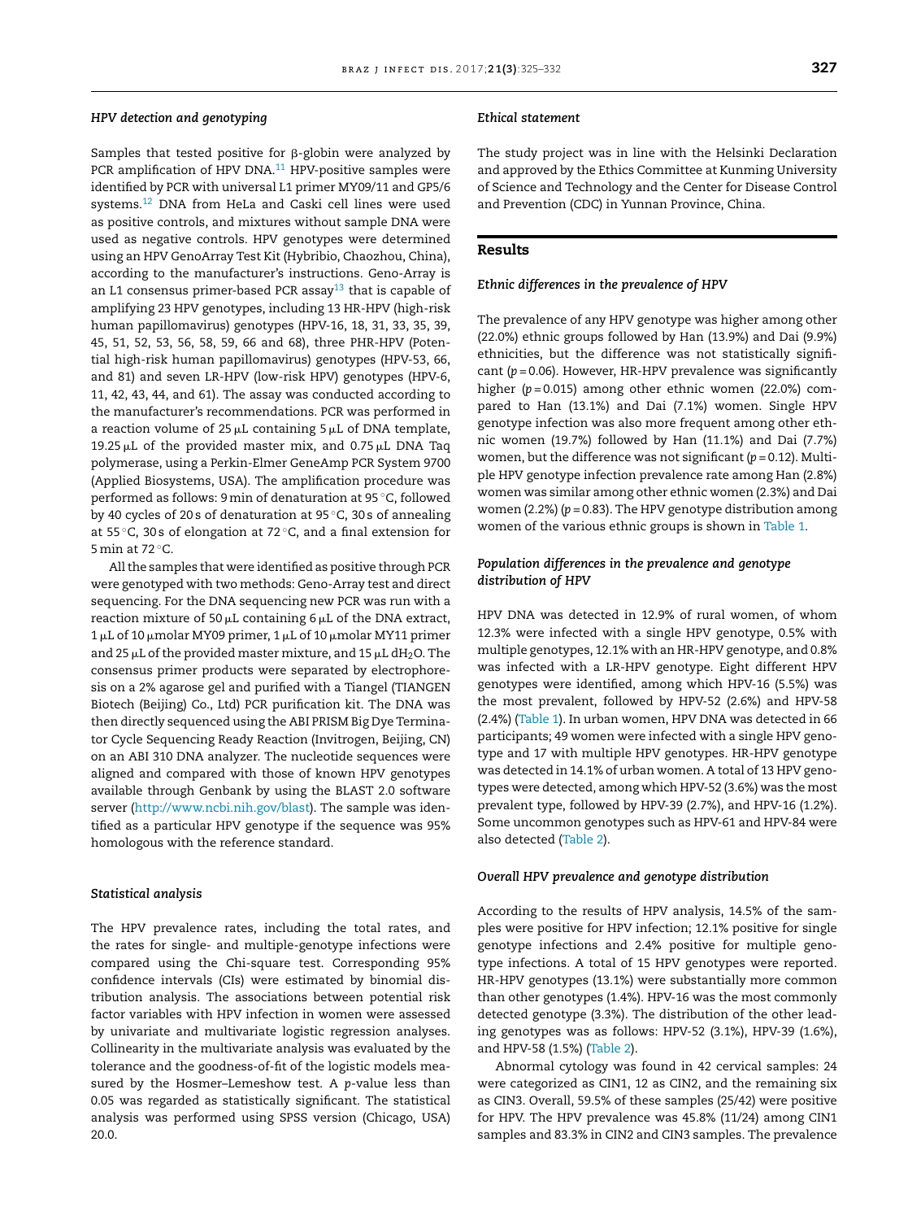### HPV detection and genotyping

Samples that tested positive for β-globin were analyzed by PCR amplification of HPV DNA.[11] HPV-positive samples were identified by PCR with universal L1 primer MY09/11 and GP5/6 systems.[12] DNA from HeLa and Caski cell lines were used as positive controls, and mixtures without sample DNA were used as negative controls. HPV genotypes were determined using an HPV GenoArray Test Kit (Hybribio, Chaozhou, China), according to the manufacturer's instructions. Geno-Array is an L1 consensus primer-based PCR assay[13] that is capable of amplifying 23 HPV genotypes, including 13 HR-HPV (high-risk human papillomavirus) genotypes (HPV-16, 18, 31, 33, 35, 39, 45, 51, 52, 53, 56, 58, 59, 66 and 68), three PHR-HPV (Potential high-risk human papillomavirus) genotypes (HPV-53, 66, and 81) and seven LR-HPV (low-risk HPV) genotypes (HPV-6, 11, 42, 43, 44, and 61). The assay was conducted according to the manufacturer's recommendations. PCR was performed in a reaction volume of 25 μL containing 5 μL of DNA template, 19.25 μL of the provided master mix, and 0.75 μL DNA Taq polymerase, using a Perkin-Elmer GeneAmp PCR System 9700 (Applied Biosystems, USA). The amplification procedure was performed as follows: 9 min of denaturation at 95 °C, followed by 40 cycles of 20 s of denaturation at 95 °C, 30 s of annealing at 55 °C, 30 s of elongation at 72 °C, and a final extension for 5 min at 72 °C.

All the samples that were identified as positive through PCR were genotyped with two methods: Geno-Array test and direct sequencing. For the DNA sequencing new PCR was run with a reaction mixture of 50 μL containing 6 μL of the DNA extract, 1 μL of 10 μmolar MY09 primer, 1 μL of 10 μmolar MY11 primer and 25 μL of the provided master mixture, and 15 μL $dH_2O$. The consensus primer products were separated by electrophoresis on a 2% agarose gel and purified with a Tiangel (TIANGEN Biotech (Beijing) Co., Ltd) PCR purification kit. The DNA was then directly sequenced using the ABI PRISM Big Dye Terminator Cycle Sequencing Ready Reaction (Invitrogen, Beijing, CN) on an ABI 310 DNA analyzer. The nucleotide sequences were aligned and compared with those of known HPV genotypes available through Genbank by using the BLAST 2.0 software server (http://www.ncbi.nih.gov/blast). The sample was identified as a particular HPV genotype if the sequence was 95% homologous with the reference standard.

### Statistical analysis

The HPV prevalence rates, including the total rates, and the rates for single- and multiple-genotype infections were compared using the Chi-square test. Corresponding 95% confidence intervals (CIs) were estimated by binomial distribution analysis. The associations between potential risk factor variables with HPV infection in women were assessed by univariate and multivariate logistic regression analyses. Collinearity in the multivariate analysis was evaluated by the tolerance and the goodness-of-fit of the logistic models measured by the Hosmer–Lemeshow test. A $p$-value less than 0.05 was regarded as statistically significant. The statistical analysis was performed using SPSS version (Chicago, USA) 20.0.

### Ethical statement

The study project was in line with the Helsinki Declaration and approved by the Ethics Committee at Kunming University of Science and Technology and the Center for Disease Control and Prevention (CDC) in Yunnan Province, China.

## Results

### Ethnic differences in the prevalence of HPV

The prevalence of any HPV genotype was higher among other (22.0%) ethnic groups followed by Han (13.9%) and Dai (9.9%) ethnicities, but the difference was not statistically significant ($p = 0.06$). However, HR-HPV prevalence was significantly higher ($p = 0.015$) among other ethnic women (22.0%) compared to Han (13.1%) and Dai (7.1%) women. Single HPV genotype infection was also more frequent among other ethnic women (19.7%) followed by Han (11.1%) and Dai (7.7%) women, but the difference was not significant ($p = 0.12$). Multiple HPV genotype infection prevalence rate among Han (2.8%) women was similar among other ethnic women (2.3%) and Dai women (2.2%) ($p = 0.83$). The HPV genotype distribution among women of the various ethnic groups is shown in Table 1.

### Population differences in the prevalence and genotype distribution of HPV

HPV DNA was detected in 12.9% of rural women, of whom 12.3% were infected with a single HPV genotype, 0.5% with multiple genotypes, 12.1% with an HR-HPV genotype, and 0.8% was infected with a LR-HPV genotype. Eight different HPV genotypes were identified, among which HPV-16 (5.5%) was the most prevalent, followed by HPV-52 (2.6%) and HPV-58 (2.4%) (Table 1). In urban women, HPV DNA was detected in 66 participants; 49 women were infected with a single HPV genotype and 17 with multiple HPV genotypes. HR-HPV genotype was detected in 14.1% of urban women. A total of 13 HPV genotypes were detected, among which HPV-52 (3.6%) was the most prevalent type, followed by HPV-39 (2.7%), and HPV-16 (1.2%). Some uncommon genotypes such as HPV-61 and HPV-84 were also detected (Table 2).

### Overall HPV prevalence and genotype distribution

According to the results of HPV analysis, 14.5% of the samples were positive for HPV infection; 12.1% positive for single genotype infections and 2.4% positive for multiple genotype infections. A total of 15 HPV genotypes were reported. HR-HPV genotypes (13.1%) were substantially more common than other genotypes (1.4%). HPV-16 was the most commonly detected genotype (3.3%). The distribution of the other leading genotypes was as follows: HPV-52 (3.1%), HPV-39 (1.6%), and HPV-58 (1.5%) (Table 2).

Abnormal cytology was found in 42 cervical samples: 24 were categorized as CIN1, 12 as CIN2, and the remaining six as CIN3. Overall, 59.5% of these samples (25/42) were positive for HPV. The HPV prevalence was 45.8% (11/24) among CIN1 samples and 83.3% in CIN2 and CIN3 samples. The prevalence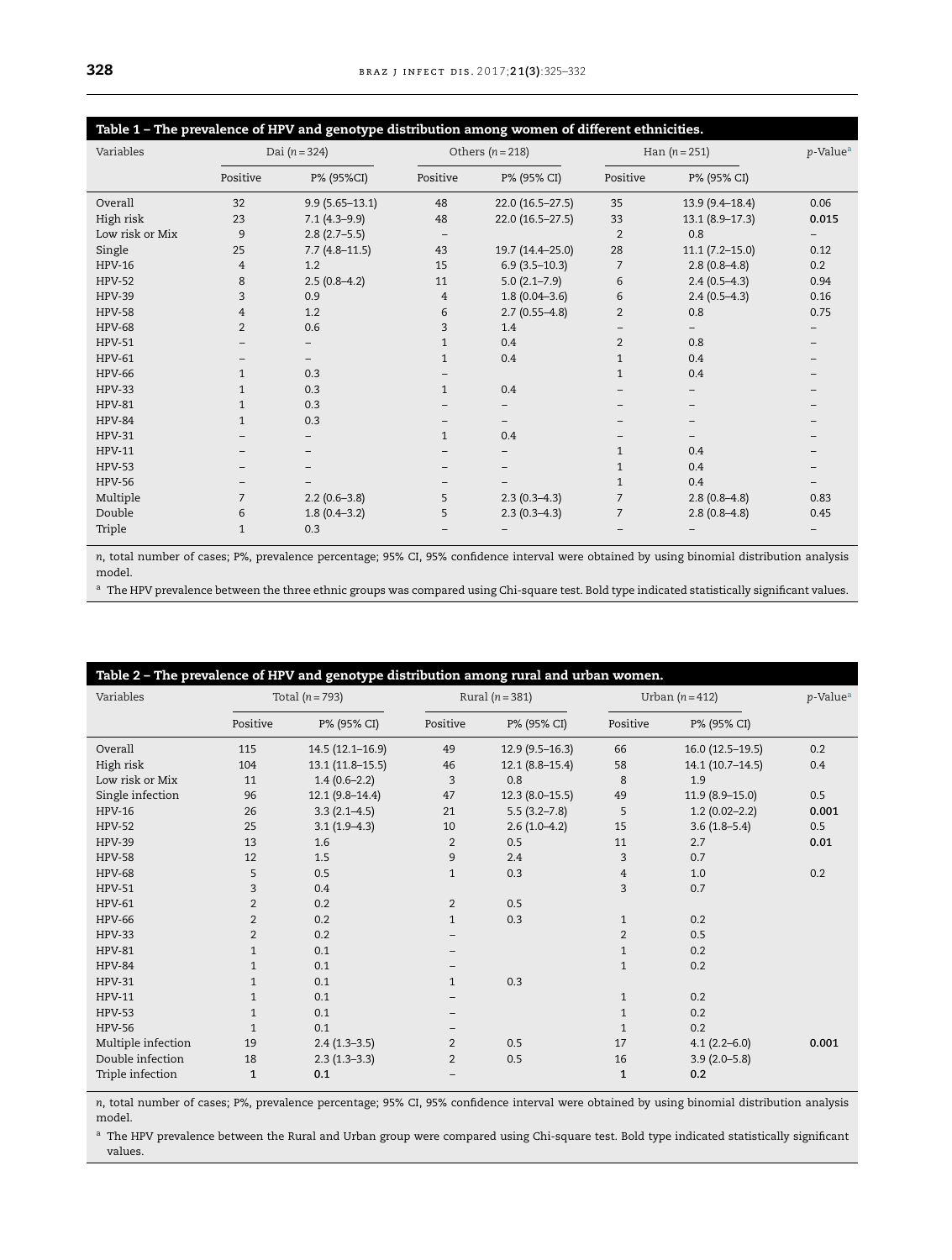**Table 1 – The prevalence of HPV and genotype distribution among women of different ethnicities.**

| Variables | Dai (n = 324) | | Others (n = 218) | | Han (n = 251) | | p-Value[a] |
|---|---|---|---|---|---|---|---|
| | Positive | P% (95%CI) | Positive | P% (95% CI) | Positive | P% (95% CI) | |
| Overall | 32 | 9.9 (5.65–13.1) | 48 | 22.0 (16.5–27.5) | 35 | 13.9 (9.4–18.4) | 0.06 |
| High risk | 23 | 7.1 (4.3–9.9) | 48 | 22.0 (16.5–27.5) | 33 | 13.1 (8.9–17.3) | **0.015** |
| Low risk or Mix | 9 | 2.8 (2.7–5.5) | – | | 2 | 0.8 | – |
| Single | 25 | 7.7 (4.8–11.5) | 43 | 19.7 (14.4–25.0) | 28 | 11.1 (7.2–15.0) | 0.12 |
| HPV-16 | 4 | 1.2 | 15 | 6.9 (3.5–10.3) | 7 | 2.8 (0.8–4.8) | 0.2 |
| HPV-52 | 8 | 2.5 (0.8–4.2) | 11 | 5.0 (2.1–7.9) | 6 | 2.4 (0.5–4.3) | 0.94 |
| HPV-39 | 3 | 0.9 | 4 | 1.8 (0.04–3.6) | 6 | 2.4 (0.5–4.3) | 0.16 |
| HPV-58 | 4 | 1.2 | 6 | 2.7 (0.55–4.8) | 2 | 0.8 | 0.75 |
| HPV-68 | 2 | 0.6 | 3 | 1.4 | – | – | – |
| HPV-51 | – | – | 1 | 0.4 | 2 | 0.8 | – |
| HPV-61 | – | – | 1 | 0.4 | 1 | 0.4 | – |
| HPV-66 | 1 | 0.3 | – | | 1 | 0.4 | – |
| HPV-33 | 1 | 0.3 | 1 | 0.4 | – | – | – |
| HPV-81 | 1 | 0.3 | – | – | – | – | – |
| HPV-84 | 1 | 0.3 | – | – | – | – | – |
| HPV-31 | – | – | 1 | 0.4 | – | – | – |
| HPV-11 | – | – | – | – | 1 | 0.4 | – |
| HPV-53 | – | – | – | – | 1 | 0.4 | – |
| HPV-56 | – | – | – | – | 1 | 0.4 | – |
| Multiple | 7 | 2.2 (0.6–3.8) | 5 | 2.3 (0.3–4.3) | 7 | 2.8 (0.8–4.8) | 0.83 |
| Double | 6 | 1.8 (0.4–3.2) | 5 | 2.3 (0.3–4.3) | 7 | 2.8 (0.8–4.8) | 0.45 |
| Triple | 1 | 0.3 | – | – | – | – | – |

n, total number of cases; P%, prevalence percentage; 95% CI, 95% confidence interval were obtained by using binomial distribution analysis model.

[a] The HPV prevalence between the three ethnic groups was compared using Chi-square test. Bold type indicated statistically significant values.

**Table 2 – The prevalence of HPV and genotype distribution among rural and urban women.**

| Variables | Total (n = 793) | | Rural (n = 381) | | Urban (n = 412) | | p-Value[a] |
|---|---|---|---|---|---|---|---|
| | Positive | P% (95% CI) | Positive | P% (95% CI) | Positive | P% (95% CI) | |
| Overall | 115 | 14.5 (12.1–16.9) | 49 | 12.9 (9.5–16.3) | 66 | 16.0 (12.5–19.5) | 0.2 |
| High risk | 104 | 13.1 (11.8–15.5) | 46 | 12.1 (8.8–15.4) | 58 | 14.1 (10.7–14.5) | 0.4 |
| Low risk or Mix | 11 | 1.4 (0.6–2.2) | 3 | 0.8 | 8 | 1.9 | |
| Single infection | 96 | 12.1 (9.8–14.4) | 47 | 12.3 (8.0–15.5) | 49 | 11.9 (8.9–15.0) | 0.5 |
| HPV-16 | 26 | 3.3 (2.1–4.5) | 21 | 5.5 (3.2–7.8) | 5 | 1.2 (0.02–2.2) | **0.001** |
| HPV-52 | 25 | 3.1 (1.9–4.3) | 10 | 2.6 (1.0–4.2) | 15 | 3.6 (1.8–5.4) | 0.5 |
| HPV-39 | 13 | 1.6 | 2 | 0.5 | 11 | 2.7 | **0.01** |
| HPV-58 | 12 | 1.5 | 9 | 2.4 | 3 | 0.7 | |
| HPV-68 | 5 | 0.5 | 1 | 0.3 | 4 | 1.0 | 0.2 |
| HPV-51 | 3 | 0.4 | | | 3 | 0.7 | |
| HPV-61 | 2 | 0.2 | 2 | 0.5 | | | |
| HPV-66 | 2 | 0.2 | 1 | 0.3 | 1 | 0.2 | |
| HPV-33 | 2 | 0.2 | – | | 2 | 0.5 | |
| HPV-81 | 1 | 0.1 | – | | 1 | 0.2 | |
| HPV-84 | 1 | 0.1 | – | | 1 | 0.2 | |
| HPV-31 | 1 | 0.1 | 1 | 0.3 | | | |
| HPV-11 | 1 | 0.1 | – | | 1 | 0.2 | |
| HPV-53 | 1 | 0.1 | – | | 1 | 0.2 | |
| HPV-56 | 1 | 0.1 | – | | 1 | 0.2 | |
| Multiple infection | 19 | 2.4 (1.3–3.5) | 2 | 0.5 | 17 | 4.1 (2.2–6.0) | **0.001** |
| Double infection | 18 | 2.3 (1.3–3.3) | 2 | 0.5 | 16 | 3.9 (2.0–5.8) | |
| Triple infection | **1** | **0.1** | – | | **1** | **0.2** | |

n, total number of cases; P%, prevalence percentage; 95% CI, 95% confidence interval were obtained by using binomial distribution analysis model.

[a] The HPV prevalence between the Rural and Urban group were compared using Chi-square test. Bold type indicated statistically significant values.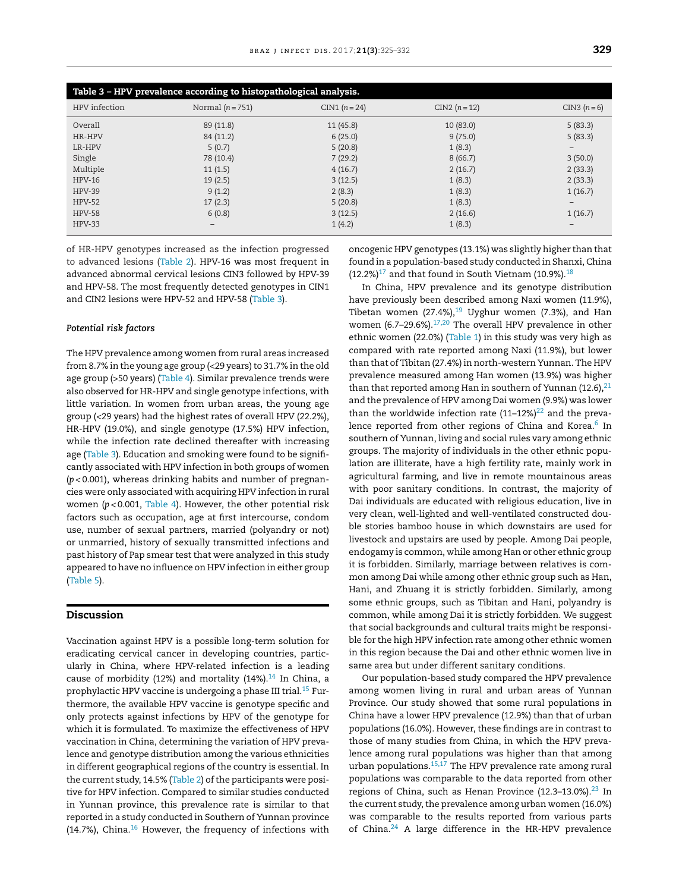**Table 3 – HPV prevalence according to histopathological analysis.**

| HPV infection | Normal (n = 751) | CIN1 (n = 24) | CIN2 (n = 12) | CIN3 (n = 6) |
|---|---|---|---|---|
| Overall | 89 (11.8) | 11 (45.8) | 10 (83.0) | 5 (83.3) |
| HR-HPV | 84 (11.2) | 6 (25.0) | 9 (75.0) | 5 (83.3) |
| LR-HPV | 5 (0.7) | 5 (20.8) | 1 (8.3) | – |
| Single | 78 (10.4) | 7 (29.2) | 8 (66.7) | 3 (50.0) |
| Multiple | 11 (1.5) | 4 (16.7) | 2 (16.7) | 2 (33.3) |
| HPV-16 | 19 (2.5) | 3 (12.5) | 1 (8.3) | 2 (33.3) |
| HPV-39 | 9 (1.2) | 2 (8.3) | 1 (8.3) | 1 (16.7) |
| HPV-52 | 17 (2.3) | 5 (20.8) | 1 (8.3) | – |
| HPV-58 | 6 (0.8) | 3 (12.5) | 2 (16.6) | 1 (16.7) |
| HPV-33 | – | 1 (4.2) | 1 (8.3) | – |

of HR-HPV genotypes increased as the infection progressed to advanced lesions (Table 2). HPV-16 was most frequent in advanced abnormal cervical lesions CIN3 followed by HPV-39 and HPV-58. The most frequently detected genotypes in CIN1 and CIN2 lesions were HPV-52 and HPV-58 (Table 3).

### *Potential risk factors*

The HPV prevalence among women from rural areas increased from 8.7% in the young age group (<29 years) to 31.7% in the old age group (>50 years) (Table 4). Similar prevalence trends were also observed for HR-HPV and single genotype infections, with little variation. In women from urban areas, the young age group (<29 years) had the highest rates of overall HPV (22.2%), HR-HPV (19.0%), and single genotype (17.5%) HPV infection, while the infection rate declined thereafter with increasing age (Table 3). Education and smoking were found to be significantly associated with HPV infection in both groups of women ($p < 0.001$), whereas drinking habits and number of pregnancies were only associated with acquiring HPV infection in rural women ($p < 0.001$, Table 4). However, the other potential risk factors such as occupation, age at first intercourse, condom use, number of sexual partners, married (polyandry or not) or unmarried, history of sexually transmitted infections and past history of Pap smear test that were analyzed in this study appeared to have no influence on HPV infection in either group (Table 5).

## Discussion

Vaccination against HPV is a possible long-term solution for eradicating cervical cancer in developing countries, particularly in China, where HPV-related infection is a leading cause of morbidity (12%) and mortality (14%).[14] In China, a prophylactic HPV vaccine is undergoing a phase III trial.[15] Furthermore, the available HPV vaccine is genotype specific and only protects against infections by HPV of the genotype for which it is formulated. To maximize the effectiveness of HPV vaccination in China, determining the variation of HPV prevalence and genotype distribution among the various ethnicities in different geographical regions of the country is essential. In the current study, 14.5% (Table 2) of the participants were positive for HPV infection. Compared to similar studies conducted in Yunnan province, this prevalence rate is similar to that reported in a study conducted in Southern of Yunnan province (14.7%), China.[16] However, the frequency of infections with oncogenic HPV genotypes (13.1%) was slightly higher than that found in a population-based study conducted in Shanxi, China (12.2%)[17] and that found in South Vietnam (10.9%).[18]

In China, HPV prevalence and its genotype distribution have previously been described among Naxi women (11.9%), Tibetan women (27.4%),[19] Uyghur women (7.3%), and Han women (6.7–29.6%).[17,20] The overall HPV prevalence in other ethnic women (22.0%) (Table 1) in this study was very high as compared with rate reported among Naxi (11.9%), but lower than that of Tibitan (27.4%) in north-western Yunnan. The HPV prevalence measured among Han women (13.9%) was higher than that reported among Han in southern of Yunnan (12.6),[21] and the prevalence of HPV among Dai women (9.9%) was lower than the worldwide infection rate (11–12%)[22] and the prevalence reported from other regions of China and Korea.[6] In southern of Yunnan, living and social rules vary among ethnic groups. The majority of individuals in the other ethnic population are illiterate, have a high fertility rate, mainly work in agricultural farming, and live in remote mountainous areas with poor sanitary conditions. In contrast, the majority of Dai individuals are educated with religious education, live in very clean, well-lighted and well-ventilated constructed double stories bamboo house in which downstairs are used for livestock and upstairs are used by people. Among Dai people, endogamy is common, while among Han or other ethnic group it is forbidden. Similarly, marriage between relatives is common among Dai while among other ethnic group such as Han, Hani, and Zhuang it is strictly forbidden. Similarly, among some ethnic groups, such as Tibitan and Hani, polyandry is common, while among Dai it is strictly forbidden. We suggest that social backgrounds and cultural traits might be responsible for the high HPV infection rate among other ethnic women in this region because the Dai and other ethnic women live in same area but under different sanitary conditions.

Our population-based study compared the HPV prevalence among women living in rural and urban areas of Yunnan Province. Our study showed that some rural populations in China have a lower HPV prevalence (12.9%) than that of urban populations (16.0%). However, these findings are in contrast to those of many studies from China, in which the HPV prevalence among rural populations was higher than that among urban populations.[15,17] The HPV prevalence rate among rural populations was comparable to the data reported from other regions of China, such as Henan Province (12.3–13.0%).[23] In the current study, the prevalence among urban women (16.0%) was comparable to the results reported from various parts of China.[24] A large difference in the HR-HPV prevalence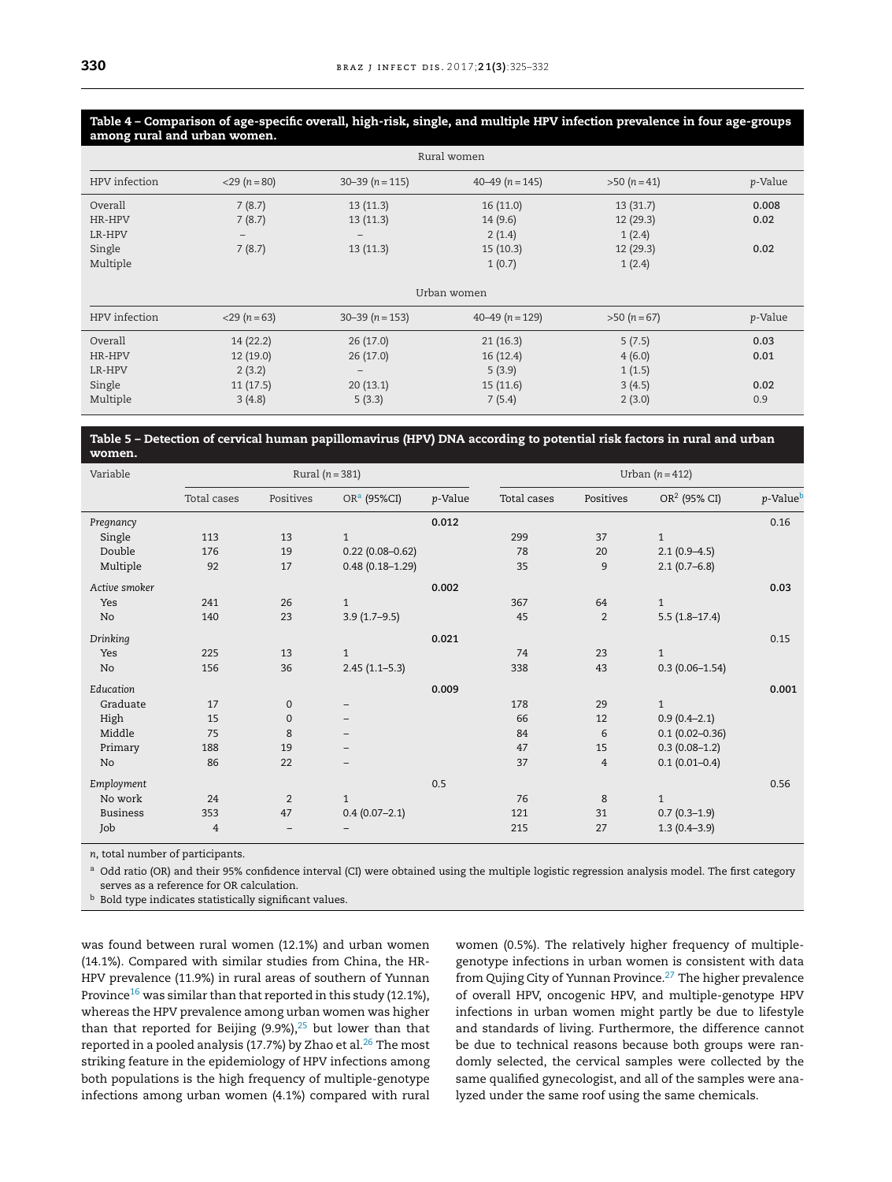**Table 4 – Comparison of age-specific overall, high-risk, single, and multiple HPV infection prevalence in four age-groups among rural and urban women.**

| Rural women | | | | | |
|---|---|---|---|---|---|
| HPV infection | <29 (n = 80) | 30–39 (n = 115) | 40–49 (n = 145) | >50 (n = 41) | p-Value |
| Overall | 7 (8.7) | 13 (11.3) | 16 (11.0) | 13 (31.7) | **0.008** |
| HR-HPV | 7 (8.7) | 13 (11.3) | 14 (9.6) | 12 (29.3) | **0.02** |
| LR-HPV | – | – | 2 (1.4) | 1 (2.4) | |
| Single | 7 (8.7) | 13 (11.3) | 15 (10.3) | 12 (29.3) | **0.02** |
| Multiple | | | 1 (0.7) | 1 (2.4) | |
| **Urban women** | | | | | |
| HPV infection | <29 (n = 63) | 30–39 (n = 153) | 40–49 (n = 129) | >50 (n = 67) | p-Value |
| Overall | 14 (22.2) | 26 (17.0) | 21 (16.3) | 5 (7.5) | **0.03** |
| HR-HPV | 12 (19.0) | 26 (17.0) | 16 (12.4) | 4 (6.0) | **0.01** |
| LR-HPV | 2 (3.2) | – | 5 (3.9) | 1 (1.5) | |
| Single | 11 (17.5) | 20 (13.1) | 15 (11.6) | 3 (4.5) | **0.02** |
| Multiple | 3 (4.8) | 5 (3.3) | 7 (5.4) | 2 (3.0) | 0.9 |

**Table 5 – Detection of cervical human papillomavirus (HPV) DNA according to potential risk factors in rural and urban women.**

| Variable | Rural (n = 381) | | | | Urban (n = 412) | | | |
|---|---|---|---|---|---|---|---|---|
| | Total cases | Positives | OR[a] (95%CI) | p-Value | Total cases | Positives | OR[2] (95% CI) | p-Value[b] |
| *Pregnancy* | | | | **0.012** | | | | 0.16 |
| Single | 113 | 13 | 1 | | 299 | 37 | 1 | |
| Double | 176 | 19 | 0.22 (0.08–0.62) | | 78 | 20 | 2.1 (0.9–4.5) | |
| Multiple | 92 | 17 | 0.48 (0.18–1.29) | | 35 | 9 | 2.1 (0.7–6.8) | |
| *Active smoker* | | | | **0.002** | | | | **0.03** |
| Yes | 241 | 26 | 1 | | 367 | 64 | 1 | |
| No | 140 | 23 | 3.9 (1.7–9.5) | | 45 | 2 | 5.5 (1.8–17.4) | |
| *Drinking* | | | | **0.021** | | | | 0.15 |
| Yes | 225 | 13 | 1 | | 74 | 23 | 1 | |
| No | 156 | 36 | 2.45 (1.1–5.3) | | 338 | 43 | 0.3 (0.06–1.54) | |
| *Education* | | | | **0.009** | | | | **0.001** |
| Graduate | 17 | 0 | – | | 178 | 29 | 1 | |
| High | 15 | 0 | – | | 66 | 12 | 0.9 (0.4–2.1) | |
| Middle | 75 | 8 | – | | 84 | 6 | 0.1 (0.02–0.36) | |
| Primary | 188 | 19 | – | | 47 | 15 | 0.3 (0.08–1.2) | |
| No | 86 | 22 | – | | 37 | 4 | 0.1 (0.01–0.4) | |
| *Employment* | | | | 0.5 | | | | 0.56 |
| No work | 24 | 2 | 1 | | 76 | 8 | 1 | |
| Business | 353 | 47 | 0.4 (0.07–2.1) | | 121 | 31 | 0.7 (0.3–1.9) | |
| Job | 4 | – | – | | 215 | 27 | 1.3 (0.4–3.9) | |

*n*, total number of participants.

[a] Odd ratio (OR) and their 95% confidence interval (CI) were obtained using the multiple logistic regression analysis model. The first category serves as a reference for OR calculation.

[b] Bold type indicates statistically significant values.

was found between rural women (12.1%) and urban women (14.1%). Compared with similar studies from China, the HR-HPV prevalence (11.9%) in rural areas of southern of Yunnan Province[16] was similar than that reported in this study (12.1%), whereas the HPV prevalence among urban women was higher than that reported for Beijing (9.9%),[25] but lower than that reported in a pooled analysis (17.7%) by Zhao et al.[26] The most striking feature in the epidemiology of HPV infections among both populations is the high frequency of multiple-genotype infections among urban women (4.1%) compared with rural women (0.5%). The relatively higher frequency of multiple-genotype infections in urban women is consistent with data from Qujing City of Yunnan Province.[27] The higher prevalence of overall HPV, oncogenic HPV, and multiple-genotype HPV infections in urban women might partly be due to lifestyle and standards of living. Furthermore, the difference cannot be due to technical reasons because both groups were randomly selected, the cervical samples were collected by the same qualified gynecologist, and all of the samples were analyzed under the same roof using the same chemicals.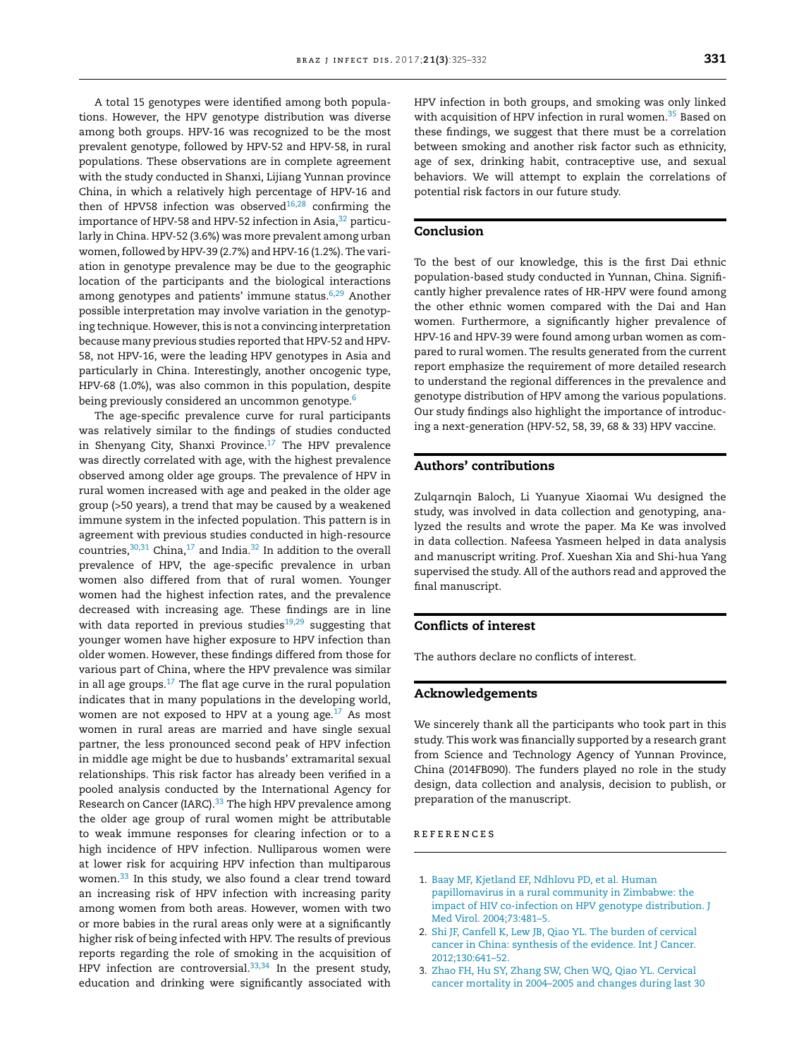A total 15 genotypes were identified among both populations. However, the HPV genotype distribution was diverse among both groups. HPV-16 was recognized to be the most prevalent genotype, followed by HPV-52 and HPV-58, in rural populations. These observations are in complete agreement with the study conducted in Shanxi, Lijiang Yunnan province China, in which a relatively high percentage of HPV-16 and then of HPV58 infection was observed[16,28] confirming the importance of HPV-58 and HPV-52 infection in Asia,[32] particularly in China. HPV-52 (3.6%) was more prevalent among urban women, followed by HPV-39 (2.7%) and HPV-16 (1.2%). The variation in genotype prevalence may be due to the geographic location of the participants and the biological interactions among genotypes and patients' immune status.[6,29] Another possible interpretation may involve variation in the genotyping technique. However, this is not a convincing interpretation because many previous studies reported that HPV-52 and HPV-58, not HPV-16, were the leading HPV genotypes in Asia and particularly in China. Interestingly, another oncogenic type, HPV-68 (1.0%), was also common in this population, despite being previously considered an uncommon genotype.[6]

The age-specific prevalence curve for rural participants was relatively similar to the findings of studies conducted in Shenyang City, Shanxi Province.[17] The HPV prevalence was directly correlated with age, with the highest prevalence observed among older age groups. The prevalence of HPV in rural women increased with age and peaked in the older age group (>50 years), a trend that may be caused by a weakened immune system in the infected population. This pattern is in agreement with previous studies conducted in high-resource countries,[30,31] China,[17] and India.[32] In addition to the overall prevalence of HPV, the age-specific prevalence in urban women also differed from that of rural women. Younger women had the highest infection rates, and the prevalence decreased with increasing age. These findings are in line with data reported in previous studies[19,29] suggesting that younger women have higher exposure to HPV infection than older women. However, these findings differed from those for various part of China, where the HPV prevalence was similar in all age groups.[17] The flat age curve in the rural population indicates that in many populations in the developing world, women are not exposed to HPV at a young age.[17] As most women in rural areas are married and have single sexual partner, the less pronounced second peak of HPV infection in middle age might be due to husbands' extramarital sexual relationships. This risk factor has already been verified in a pooled analysis conducted by the International Agency for Research on Cancer (IARC).[33] The high HPV prevalence among the older age group of rural women might be attributable to weak immune responses for clearing infection or to a high incidence of HPV infection. Nulliparous women were at lower risk for acquiring HPV infection than multiparous women.[33] In this study, we also found a clear trend toward an increasing risk of HPV infection with increasing parity among women from both areas. However, women with two or more babies in the rural areas only were at a significantly higher risk of being infected with HPV. The results of previous reports regarding the role of smoking in the acquisition of HPV infection are controversial.[33,34] In the present study, education and drinking were significantly associated with HPV infection in both groups, and smoking was only linked with acquisition of HPV infection in rural women.[35] Based on these findings, we suggest that there must be a correlation between smoking and another risk factor such as ethnicity, age of sex, drinking habit, contraceptive use, and sexual behaviors. We will attempt to explain the correlations of potential risk factors in our future study.

## Conclusion

To the best of our knowledge, this is the first Dai ethnic population-based study conducted in Yunnan, China. Significantly higher prevalence rates of HR-HPV were found among the other ethnic women compared with the Dai and Han women. Furthermore, a significantly higher prevalence of HPV-16 and HPV-39 were found among urban women as compared to rural women. The results generated from the current report emphasize the requirement of more detailed research to understand the regional differences in the prevalence and genotype distribution of HPV among the various populations. Our study findings also highlight the importance of introducing a next-generation (HPV-52, 58, 39, 68 & 33) HPV vaccine.

## Authors' contributions

Zulqarnqin Baloch, Li Yuanyue Xiaomai Wu designed the study, was involved in data collection and genotyping, analyzed the results and wrote the paper. Ma Ke was involved in data collection. Nafeesa Yasmeen helped in data analysis and manuscript writing. Prof. Xueshan Xia and Shi-hua Yang supervised the study. All of the authors read and approved the final manuscript.

## Conflicts of interest

The authors declare no conflicts of interest.

## Acknowledgements

We sincerely thank all the participants who took part in this study. This work was financially supported by a research grant from Science and Technology Agency of Yunnan Province, China (2014FB090). The funders played no role in the study design, data collection and analysis, decision to publish, or preparation of the manuscript.

## REFERENCES

1. Baay MF, Kjetland EF, Ndhlovu PD, et al. Human papillomavirus in a rural community in Zimbabwe: the impact of HIV co-infection on HPV genotype distribution. J Med Virol. 2004;73:481–5.
2. Shi JF, Canfell K, Lew JB, Qiao YL. The burden of cervical cancer in China: synthesis of the evidence. Int J Cancer. 2012;130:641–52.
3. Zhao FH, Hu SY, Zhang SW, Chen WQ, Qiao YL. Cervical cancer mortality in 2004–2005 and changes during last 30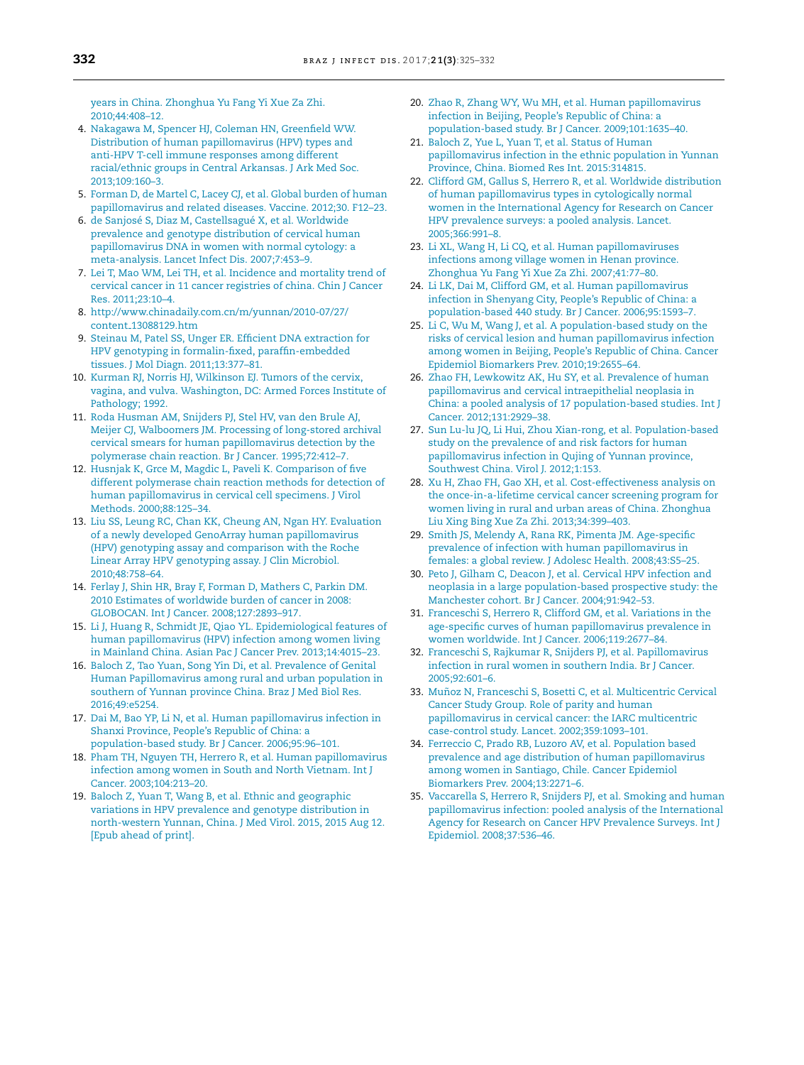years in China. Zhonghua Yu Fang Yi Xue Za Zhi. 2010;44:408–12.

4. Nakagawa M, Spencer HJ, Coleman HN, Greenfield WW. Distribution of human papillomavirus (HPV) types and anti-HPV T-cell immune responses among different racial/ethnic groups in Central Arkansas. J Ark Med Soc. 2013;109:160–3.
5. Forman D, de Martel C, Lacey CJ, et al. Global burden of human papillomavirus and related diseases. Vaccine. 2012;30. F12–23.
6. de Sanjosé S, Diaz M, Castellsagué X, et al. Worldwide prevalence and genotype distribution of cervical human papillomavirus DNA in women with normal cytology: a meta-analysis. Lancet Infect Dis. 2007;7:453–9.
7. Lei T, Mao WM, Lei TH, et al. Incidence and mortality trend of cervical cancer in 11 cancer registries of china. Chin J Cancer Res. 2011;23:10–4.
8. http://www.chinadaily.com.cn/m/yunnan/2010-07/27/content_13088129.htm
9. Steinau M, Patel SS, Unger ER. Efficient DNA extraction for HPV genotyping in formalin-fixed, paraffin-embedded tissues. J Mol Diagn. 2011;13:377–81.
10. Kurman RJ, Norris HJ, Wilkinson EJ. Tumors of the cervix, vagina, and vulva. Washington, DC: Armed Forces Institute of Pathology; 1992.
11. Roda Husman AM, Snijders PJ, Stel HV, van den Brule AJ, Meijer CJ, Walboomers JM. Processing of long-stored archival cervical smears for human papillomavirus detection by the polymerase chain reaction. Br J Cancer. 1995;72:412–7.
12. Husnjak K, Grce M, Magdic L, Paveli K. Comparison of five different polymerase chain reaction methods for detection of human papillomavirus in cervical cell specimens. J Virol Methods. 2000;88:125–34.
13. Liu SS, Leung RC, Chan KK, Cheung AN, Ngan HY. Evaluation of a newly developed GenoArray human papillomavirus (HPV) genotyping assay and comparison with the Roche Linear Array HPV genotyping assay. J Clin Microbiol. 2010;48:758–64.
14. Ferlay J, Shin HR, Bray F, Forman D, Mathers C, Parkin DM. 2010 Estimates of worldwide burden of cancer in 2008: GLOBOCAN. Int J Cancer. 2008;127:2893–917.
15. Li J, Huang R, Schmidt JE, Qiao YL. Epidemiological features of human papillomavirus (HPV) infection among women living in Mainland China. Asian Pac J Cancer Prev. 2013;14:4015–23.
16. Baloch Z, Tao Yuan, Song Yin Di, et al. Prevalence of Genital Human Papillomavirus among rural and urban population in southern of Yunnan province China. Braz J Med Biol Res. 2016;49:e5254.
17. Dai M, Bao YP, Li N, et al. Human papillomavirus infection in Shanxi Province, People's Republic of China: a population-based study. Br J Cancer. 2006;95:96–101.
18. Pham TH, Nguyen TH, Herrero R, et al. Human papillomavirus infection among women in South and North Vietnam. Int J Cancer. 2003;104:213–20.
19. Baloch Z, Yuan T, Wang B, et al. Ethnic and geographic variations in HPV prevalence and genotype distribution in north-western Yunnan, China. J Med Virol. 2015, 2015 Aug 12. [Epub ahead of print].
20. Zhao R, Zhang WY, Wu MH, et al. Human papillomavirus infection in Beijing, People's Republic of China: a population-based study. Br J Cancer. 2009;101:1635–40.
21. Baloch Z, Yue L, Yuan T, et al. Status of Human papillomavirus infection in the ethnic population in Yunnan Province, China. Biomed Res Int. 2015:314815.
22. Clifford GM, Gallus S, Herrero R, et al. Worldwide distribution of human papillomavirus types in cytologically normal women in the International Agency for Research on Cancer HPV prevalence surveys: a pooled analysis. Lancet. 2005;366:991–8.
23. Li XL, Wang H, Li CQ, et al. Human papillomaviruses infections among village women in Henan province. Zhonghua Yu Fang Yi Xue Za Zhi. 2007;41:77–80.
24. Li LK, Dai M, Clifford GM, et al. Human papillomavirus infection in Shenyang City, People's Republic of China: a population-based 440 study. Br J Cancer. 2006;95:1593–7.
25. Li C, Wu M, Wang J, et al. A population-based study on the risks of cervical lesion and human papillomavirus infection among women in Beijing, People's Republic of China. Cancer Epidemiol Biomarkers Prev. 2010;19:2655–64.
26. Zhao FH, Lewkowitz AK, Hu SY, et al. Prevalence of human papillomavirus and cervical intraepithelial neoplasia in China: a pooled analysis of 17 population-based studies. Int J Cancer. 2012;131:2929–38.
27. Sun Lu-lu JQ, Li Hui, Zhou Xian-rong, et al. Population-based study on the prevalence of and risk factors for human papillomavirus infection in Qujing of Yunnan province, Southwest China. Virol J. 2012;1:153.
28. Xu H, Zhao FH, Gao XH, et al. Cost-effectiveness analysis on the once-in-a-lifetime cervical cancer screening program for women living in rural and urban areas of China. Zhonghua Liu Xing Bing Xue Za Zhi. 2013;34:399–403.
29. Smith JS, Melendy A, Rana RK, Pimenta JM. Age-specific prevalence of infection with human papillomavirus in females: a global review. J Adolesc Health. 2008;43:S5–25.
30. Peto J, Gilham C, Deacon J, et al. Cervical HPV infection and neoplasia in a large population-based prospective study: the Manchester cohort. Br J Cancer. 2004;91:942–53.
31. Franceschi S, Herrero R, Clifford GM, et al. Variations in the age-specific curves of human papillomavirus prevalence in women worldwide. Int J Cancer. 2006;119:2677–84.
32. Franceschi S, Rajkumar R, Snijders PJ, et al. Papillomavirus infection in rural women in southern India. Br J Cancer. 2005;92:601–6.
33. Muñoz N, Franceschi S, Bosetti C, et al. Multicentric Cervical Cancer Study Group. Role of parity and human papillomavirus in cervical cancer: the IARC multicentric case-control study. Lancet. 2002;359:1093–101.
34. Ferreccio C, Prado RB, Luzoro AV, et al. Population based prevalence and age distribution of human papillomavirus among women in Santiago, Chile. Cancer Epidemiol Biomarkers Prev. 2004;13:2271–6.
35. Vaccarella S, Herrero R, Snijders PJ, et al. Smoking and human papillomavirus infection: pooled analysis of the International Agency for Research on Cancer HPV Prevalence Surveys. Int J Epidemiol. 2008;37:536–46.